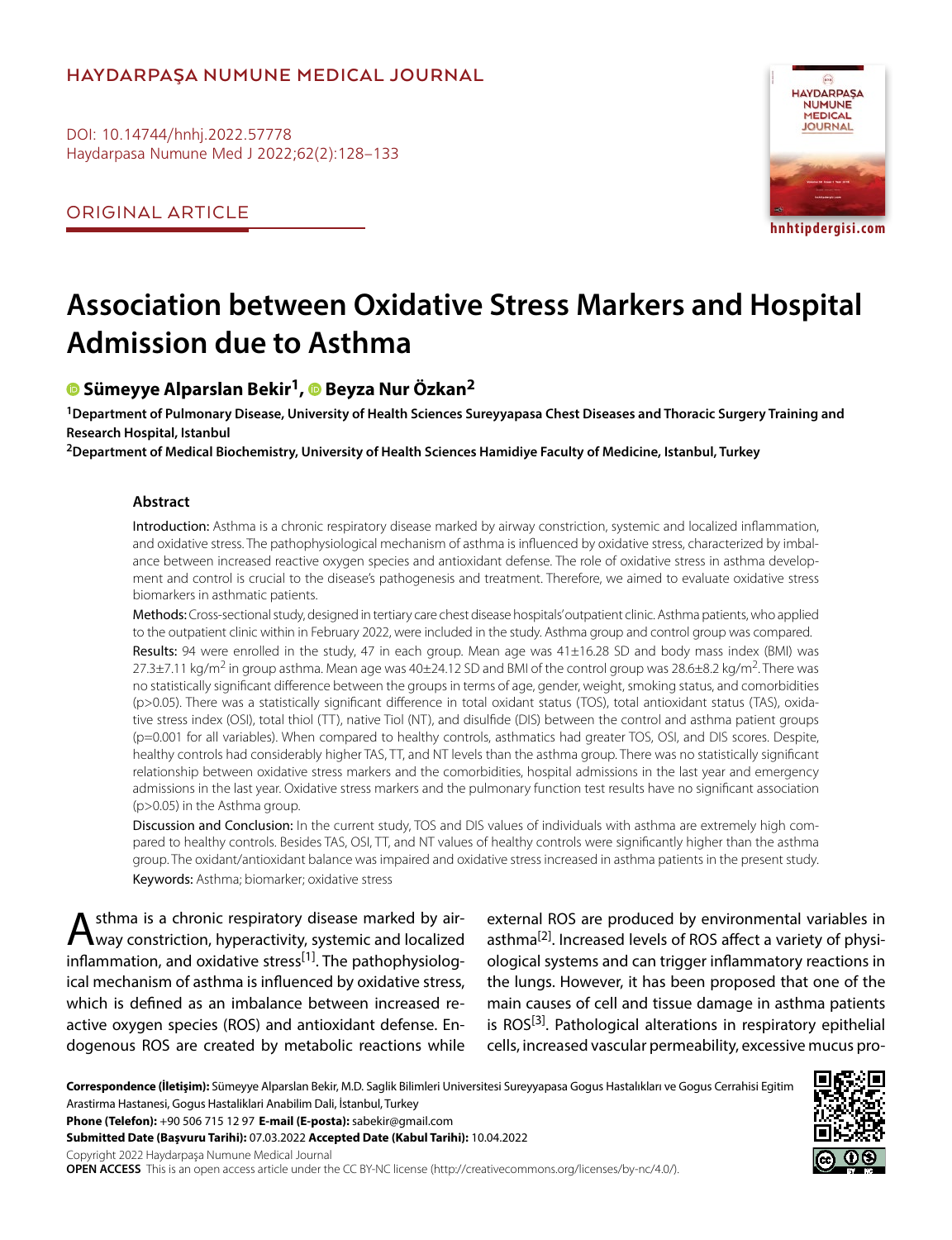HAYDARPAŞA NUMUNE MEDICAL JOURNAL

DOI: 10.14744/hnhj.2022.57778

ORIGINAL ARTICLE

# Association between Oxidative Stress Markers and Hospital Admission due to Asthma

**Sümeyye Alparslan Bekir[1], Beyza Nur Özkan[2]**

[1]Department of Pulmonary Disease, University of Health Sciences Sureyyapasa Chest Diseases and Thoracic Surgery Training and Research Hospital, Istanbul

[2]Department of Medical Biochemistry, University of Health Sciences Hamidiye Faculty of Medicine, Istanbul, Turkey

## Abstract

**Introduction:** Asthma is a chronic respiratory disease marked by airway constriction, systemic and localized inflammation, and oxidative stress. The pathophysiological mechanism of asthma is influenced by oxidative stress, characterized by imbalance between increased reactive oxygen species and antioxidant defense. The role of oxidative stress in asthma development and control is crucial to the disease's pathogenesis and treatment. Therefore, we aimed to evaluate oxidative stress biomarkers in asthmatic patients.

**Methods:** Cross-sectional study, designed in tertiary care chest disease hospitals' outpatient clinic. Asthma patients, who applied to the outpatient clinic within in February 2022, were included in the study. Asthma group and control group was compared.

**Results:** 94 were enrolled in the study, 47 in each group. Mean age was 41±16.28 SD and body mass index (BMI) was 27.3±7.11 kg/m$^2$ in group asthma. Mean age was 40±24.12 SD and BMI of the control group was 28.6±8.2 kg/m$^2$. There was no statistically significant difference between the groups in terms of age, gender, weight, smoking status, and comorbidities (p>0.05). There was a statistically significant difference in total oxidant status (TOS), total antioxidant status (TAS), oxidative stress index (OSI), total thiol (TT), native Tiol (NT), and disulfide (DIS) between the control and asthma patient groups (p=0.001 for all variables). When compared to healthy controls, asthmatics had greater TOS, OSI, and DIS scores. Despite, healthy controls had considerably higher TAS, TT, and NT levels than the asthma group. There was no statistically significant relationship between oxidative stress markers and the comorbidities, hospital admissions in the last year and emergency admissions in the last year. Oxidative stress markers and the pulmonary function test results have no significant association (p>0.05) in the Asthma group.

**Discussion and Conclusion:** In the current study, TOS and DIS values of individuals with asthma are extremely high compared to healthy controls. Besides TAS, OSI, TT, and NT values of healthy controls were significantly higher than the asthma group. The oxidant/antioxidant balance was impaired and oxidative stress increased in asthma patients in the present study.

**Keywords:** Asthma; biomarker; oxidative stress

Asthma is a chronic respiratory disease marked by airway constriction, hyperactivity, systemic and localized inflammation, and oxidative stress[1]. The pathophysiological mechanism of asthma is influenced by oxidative stress, which is defined as an imbalance between increased reactive oxygen species (ROS) and antioxidant defense. Endogenous ROS are created by metabolic reactions while external ROS are produced by environmental variables in asthma[2]. Increased levels of ROS affect a variety of physiological systems and can trigger inflammatory reactions in the lungs. However, it has been proposed that one of the main causes of cell and tissue damage in asthma patients is ROS[3]. Pathological alterations in respiratory epithelial cells, increased vascular permeability, excessive mucus pro-

**Correspondence (İletişim):** Sümeyye Alparslan Bekir, M.D. Saglik Bilimleri Universitesi Sureyyapasa Gogus Hastalıkları ve Gogus Cerrahisi Egitim Arastirma Hastanesi, Gogus Hastaliklari Anabilim Dali, İstanbul, Turkey

**Phone (Telefon):** +90 506 715 12 97 **E-mail (E-posta):** sabekir@gmail.com

**Submitted Date (Başvuru Tarihi):** 07.03.2022 **Accepted Date (Kabul Tarihi):** 10.04.2022

Copyright 2022 Haydarpaşa Numune Medical Journal

**OPEN ACCESS** This is an open access article under the CC BY-NC license (http://creativecommons.org/licenses/by-nc/4.0/).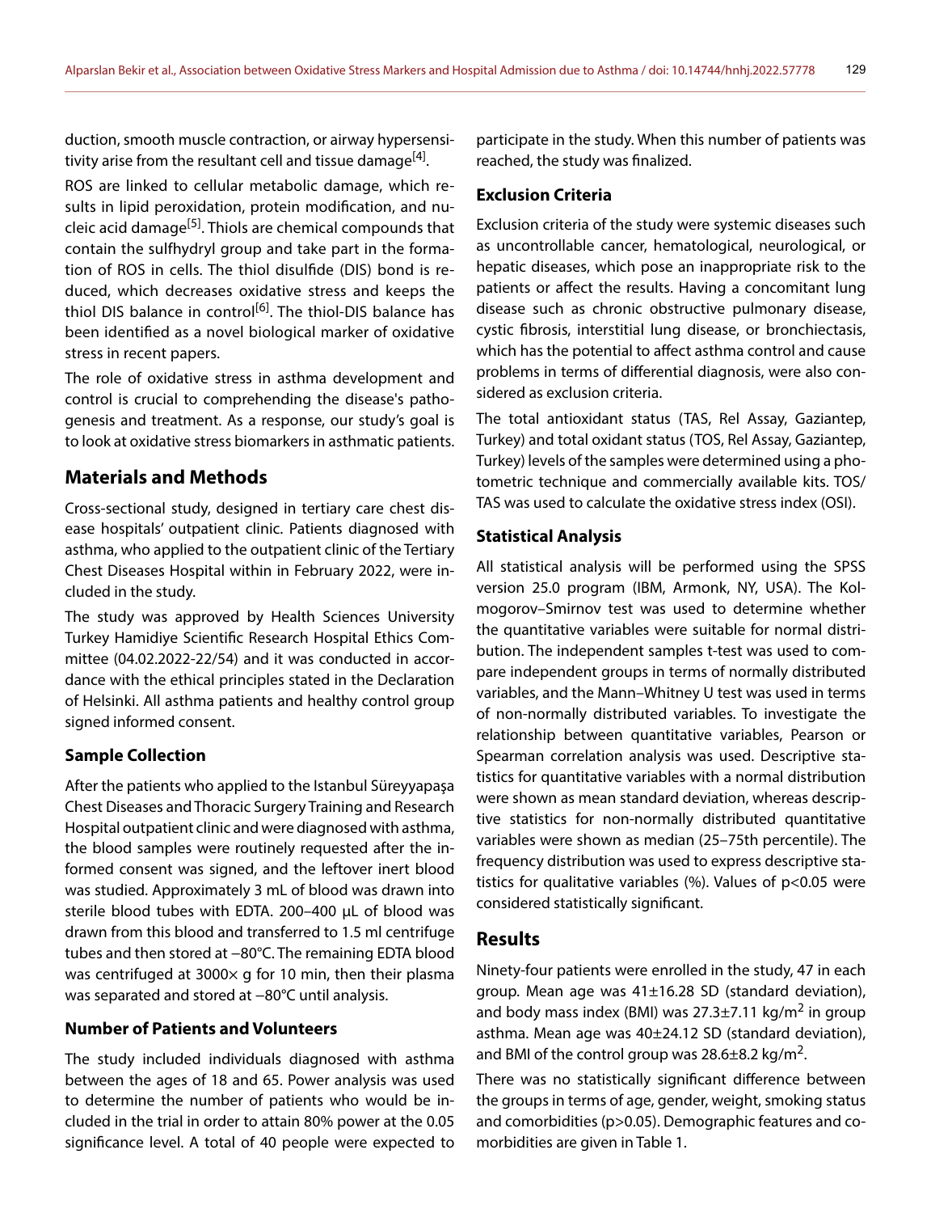duction, smooth muscle contraction, or airway hypersensitivity arise from the resultant cell and tissue damage[4].

ROS are linked to cellular metabolic damage, which results in lipid peroxidation, protein modification, and nucleic acid damage[5]. Thiols are chemical compounds that contain the sulfhydryl group and take part in the formation of ROS in cells. The thiol disulfide (DIS) bond is reduced, which decreases oxidative stress and keeps the thiol DIS balance in control[6]. The thiol-DIS balance has been identified as a novel biological marker of oxidative stress in recent papers.

The role of oxidative stress in asthma development and control is crucial to comprehending the disease's pathogenesis and treatment. As a response, our study's goal is to look at oxidative stress biomarkers in asthmatic patients.

## Materials and Methods

Cross-sectional study, designed in tertiary care chest disease hospitals' outpatient clinic. Patients diagnosed with asthma, who applied to the outpatient clinic of the Tertiary Chest Diseases Hospital within in February 2022, were included in the study.

The study was approved by Health Sciences University Turkey Hamidiye Scientific Research Hospital Ethics Committee (04.02.2022-22/54) and it was conducted in accordance with the ethical principles stated in the Declaration of Helsinki. All asthma patients and healthy control group signed informed consent.

### Sample Collection

After the patients who applied to the Istanbul Süreyyapaşa Chest Diseases and Thoracic Surgery Training and Research Hospital outpatient clinic and were diagnosed with asthma, the blood samples were routinely requested after the informed consent was signed, and the leftover inert blood was studied. Approximately 3 mL of blood was drawn into sterile blood tubes with EDTA. 200–400 μL of blood was drawn from this blood and transferred to 1.5 ml centrifuge tubes and then stored at −80°C. The remaining EDTA blood was centrifuged at 3000× g for 10 min, then their plasma was separated and stored at −80°C until analysis.

### Number of Patients and Volunteers

The study included individuals diagnosed with asthma between the ages of 18 and 65. Power analysis was used to determine the number of patients who would be included in the trial in order to attain 80% power at the 0.05 significance level. A total of 40 people were expected to participate in the study. When this number of patients was reached, the study was finalized.

### Exclusion Criteria

Exclusion criteria of the study were systemic diseases such as uncontrollable cancer, hematological, neurological, or hepatic diseases, which pose an inappropriate risk to the patients or affect the results. Having a concomitant lung disease such as chronic obstructive pulmonary disease, cystic fibrosis, interstitial lung disease, or bronchiectasis, which has the potential to affect asthma control and cause problems in terms of differential diagnosis, were also considered as exclusion criteria.

The total antioxidant status (TAS, Rel Assay, Gaziantep, Turkey) and total oxidant status (TOS, Rel Assay, Gaziantep, Turkey) levels of the samples were determined using a photometric technique and commercially available kits. TOS/TAS was used to calculate the oxidative stress index (OSI).

### Statistical Analysis

All statistical analysis will be performed using the SPSS version 25.0 program (IBM, Armonk, NY, USA). The Kolmogorov–Smirnov test was used to determine whether the quantitative variables were suitable for normal distribution. The independent samples t-test was used to compare independent groups in terms of normally distributed variables, and the Mann–Whitney U test was used in terms of non-normally distributed variables. To investigate the relationship between quantitative variables, Pearson or Spearman correlation analysis was used. Descriptive statistics for quantitative variables with a normal distribution were shown as mean standard deviation, whereas descriptive statistics for non-normally distributed quantitative variables were shown as median (25–75th percentile). The frequency distribution was used to express descriptive statistics for qualitative variables (%). Values of $p<0.05$ were considered statistically significant.

## Results

Ninety-four patients were enrolled in the study, 47 in each group. Mean age was 41±16.28 SD (standard deviation), and body mass index (BMI) was 27.3±7.11 kg/$m^2$ in group asthma. Mean age was 40±24.12 SD (standard deviation), and BMI of the control group was 28.6±8.2 kg/$m^2$.

There was no statistically significant difference between the groups in terms of age, gender, weight, smoking status and comorbidities ($p>0.05$). Demographic features and comorbidities are given in Table 1.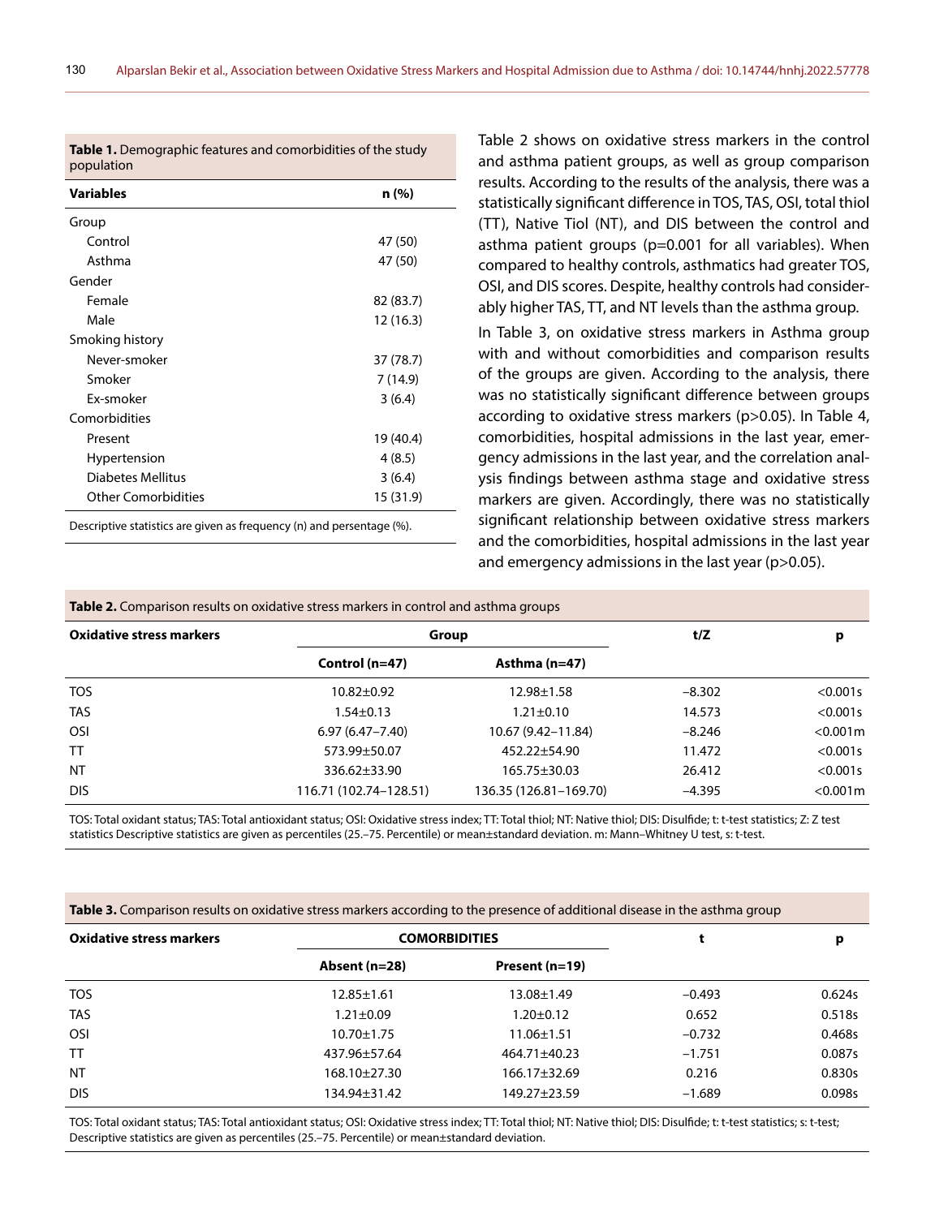**Table 1.** Demographic features and comorbidities of the study population

| Variables | n (%) |
|---|---|
| Group | |
| Control | 47 (50) |
| Asthma | 47 (50) |
| Gender | |
| Female | 82 (83.7) |
| Male | 12 (16.3) |
| Smoking history | |
| Never-smoker | 37 (78.7) |
| Smoker | 7 (14.9) |
| Ex-smoker | 3 (6.4) |
| Comorbidities | |
| Present | 19 (40.4) |
| Hypertension | 4 (8.5) |
| Diabetes Mellitus | 3 (6.4) |
| Other Comorbidities | 15 (31.9) |

Descriptive statistics are given as frequency (n) and percentage (%).

Table 2 shows on oxidative stress markers in the control and asthma patient groups, as well as group comparison results. According to the results of the analysis, there was a statistically significant difference in TOS, TAS, OSI, total thiol (TT), Native Tiol (NT), and DIS between the control and asthma patient groups (p=0.001 for all variables). When compared to healthy controls, asthmatics had greater TOS, OSI, and DIS scores. Despite, healthy controls had considerably higher TAS, TT, and NT levels than the asthma group.

In Table 3, on oxidative stress markers in Asthma group with and without comorbidities and comparison results of the groups are given. According to the analysis, there was no statistically significant difference between groups according to oxidative stress markers (p>0.05). In Table 4, comorbidities, hospital admissions in the last year, emergency admissions in the last year, and the correlation analysis findings between asthma stage and oxidative stress markers are given. Accordingly, there was no statistically significant relationship between oxidative stress markers and the comorbidities, hospital admissions in the last year and emergency admissions in the last year (p>0.05).

**Table 2.** Comparison results on oxidative stress markers in control and asthma groups

| Oxidative stress markers | Group | | t/Z | p |
|---|---|---|---|---|
| | Control (n=47) | Asthma (n=47) | | |
| TOS | 10.82±0.92 | 12.98±1.58 | −8.302 | <0.001s |
| TAS | 1.54±0.13 | 1.21±0.10 | 14.573 | <0.001s |
| OSI | 6.97 (6.47–7.40) | 10.67 (9.42–11.84) | −8.246 | <0.001m |
| TT | 573.99±50.07 | 452.22±54.90 | 11.472 | <0.001s |
| NT | 336.62±33.90 | 165.75±30.03 | 26.412 | <0.001s |
| DIS | 116.71 (102.74–128.51) | 136.35 (126.81–169.70) | −4.395 | <0.001m |

TOS: Total oxidant status; TAS: Total antioxidant status; OSI: Oxidative stress index; TT: Total thiol; NT: Native thiol; DIS: Disulfide; t: t-test statistics; Z: Z test statistics Descriptive statistics are given as percentiles (25.–75. Percentile) or mean±standard deviation. m: Mann–Whitney U test, s: t-test.

**Table 3.** Comparison results on oxidative stress markers according to the presence of additional disease in the asthma group

| Oxidative stress markers | COMORBIDITIES | | t | p |
|---|---|---|---|---|
| | Absent (n=28) | Present (n=19) | | |
| TOS | 12.85±1.61 | 13.08±1.49 | −0.493 | 0.624s |
| TAS | 1.21±0.09 | 1.20±0.12 | 0.652 | 0.518s |
| OSI | 10.70±1.75 | 11.06±1.51 | −0.732 | 0.468s |
| TT | 437.96±57.64 | 464.71±40.23 | −1.751 | 0.087s |
| NT | 168.10±27.30 | 166.17±32.69 | 0.216 | 0.830s |
| DIS | 134.94±31.42 | 149.27±23.59 | −1.689 | 0.098s |

TOS: Total oxidant status; TAS: Total antioxidant status; OSI: Oxidative stress index; TT: Total thiol; NT: Native thiol; DIS: Disulfide; t: t-test statistics; s: t-test; Descriptive statistics are given as percentiles (25.–75. Percentile) or mean±standard deviation.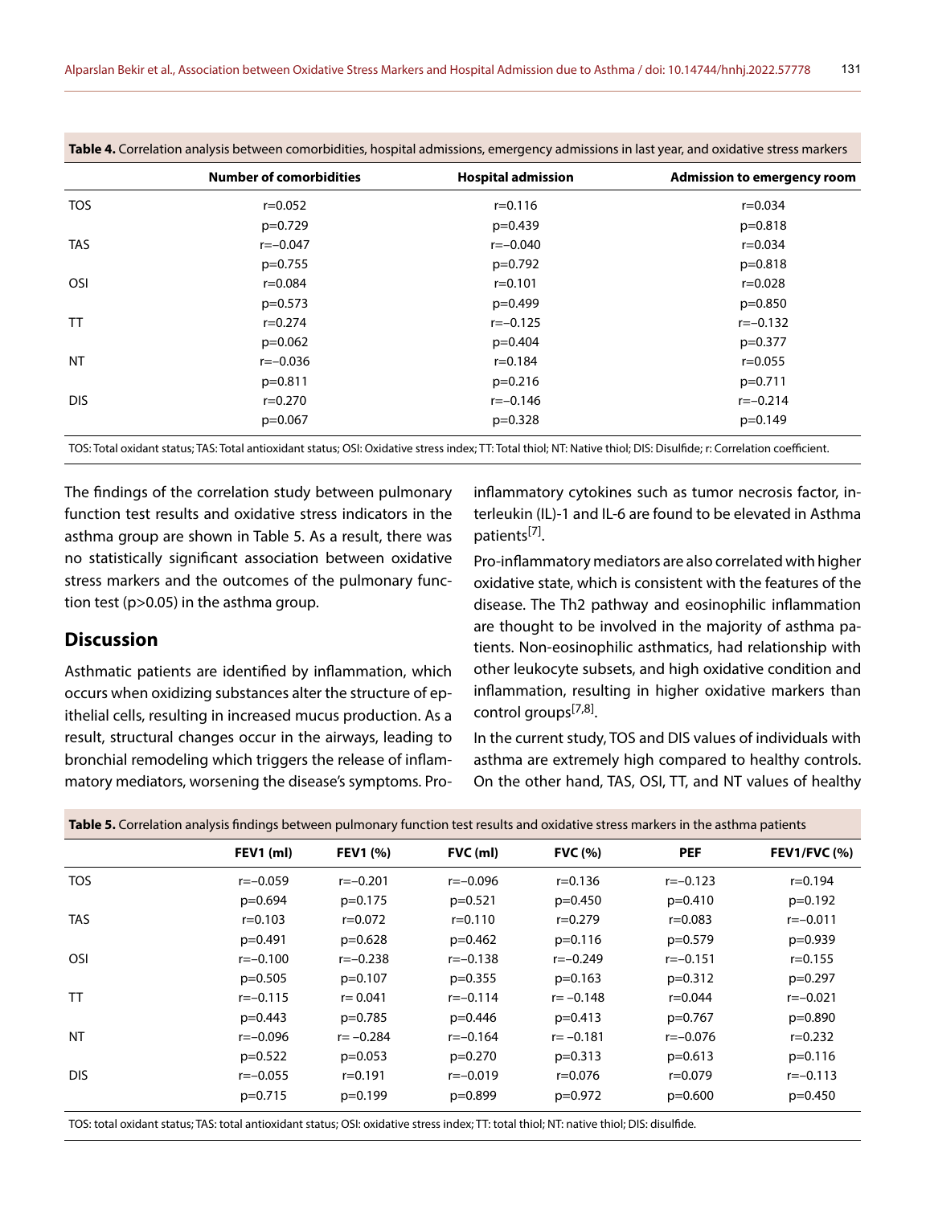**Table 4.** Correlation analysis between comorbidities, hospital admissions, emergency admissions in last year, and oxidative stress markers

| | Number of comorbidities | Hospital admission | Admission to emergency room |
|---|---|---|---|
| TOS | r=0.052 | r=0.116 | r=0.034 |
| | p=0.729 | p=0.439 | p=0.818 |
| TAS | r=−0.047 | r=−0.040 | r=0.034 |
| | p=0.755 | p=0.792 | p=0.818 |
| OSI | r=0.084 | r=0.101 | r=0.028 |
| | p=0.573 | p=0.499 | p=0.850 |
| TT | r=0.274 | r=−0.125 | r=−0.132 |
| | p=0.062 | p=0.404 | p=0.377 |
| NT | r=−0.036 | r=0.184 | r=0.055 |
| | p=0.811 | p=0.216 | p=0.711 |
| DIS | r=0.270 | r=−0.146 | r=−0.214 |
| | p=0.067 | p=0.328 | p=0.149 |

TOS: Total oxidant status; TAS: Total antioxidant status; OSI: Oxidative stress index; TT: Total thiol; NT: Native thiol; DIS: Disulfide; r: Correlation coefficient.

The findings of the correlation study between pulmonary function test results and oxidative stress indicators in the asthma group are shown in Table 5. As a result, there was no statistically significant association between oxidative stress markers and the outcomes of the pulmonary function test ($p>0.05$) in the asthma group.

## Discussion

Asthmatic patients are identified by inflammation, which occurs when oxidizing substances alter the structure of epithelial cells, resulting in increased mucus production. As a result, structural changes occur in the airways, leading to bronchial remodeling which triggers the release of inflammatory mediators, worsening the disease's symptoms. Pro-inflammatory cytokines such as tumor necrosis factor, interleukin (IL)-1 and IL-6 are found to be elevated in Asthma patients[7].

Pro-inflammatory mediators are also correlated with higher oxidative state, which is consistent with the features of the disease. The Th2 pathway and eosinophilic inflammation are thought to be involved in the majority of asthma patients. Non-eosinophilic asthmatics, had relationship with other leukocyte subsets, and high oxidative condition and inflammation, resulting in higher oxidative markers than control groups[7,8].

In the current study, TOS and DIS values of individuals with asthma are extremely high compared to healthy controls. On the other hand, TAS, OSI, TT, and NT values of healthy

**Table 5.** Correlation analysis findings between pulmonary function test results and oxidative stress markers in the asthma patients

| | FEV1 (ml) | FEV1 (%) | FVC (ml) | FVC (%) | PEF | FEV1/FVC (%) |
|---|---|---|---|---|---|---|
| TOS | r=−0.059 | r=−0.201 | r=−0.096 | r=0.136 | r=−0.123 | r=0.194 |
| | p=0.694 | p=0.175 | p=0.521 | p=0.450 | p=0.410 | p=0.192 |
| TAS | r=0.103 | r=0.072 | r=0.110 | r=0.279 | r=0.083 | r=−0.011 |
| | p=0.491 | p=0.628 | p=0.462 | p=0.116 | p=0.579 | p=0.939 |
| OSI | r=−0.100 | r=−0.238 | r=−0.138 | r=−0.249 | r=−0.151 | r=0.155 |
| | p=0.505 | p=0.107 | p=0.355 | p=0.163 | p=0.312 | p=0.297 |
| TT | r=−0.115 | r= 0.041 | r=−0.114 | r= −0.148 | r=0.044 | r=−0.021 |
| | p=0.443 | p=0.785 | p=0.446 | p=0.413 | p=0.767 | p=0.890 |
| NT | r=−0.096 | r= −0.284 | r=−0.164 | r= −0.181 | r=−0.076 | r=0.232 |
| | p=0.522 | p=0.053 | p=0.270 | p=0.313 | p=0.613 | p=0.116 |
| DIS | r=−0.055 | r=0.191 | r=−0.019 | r=0.076 | r=0.079 | r=−0.113 |
| | p=0.715 | p=0.199 | p=0.899 | p=0.972 | p=0.600 | p=0.450 |

TOS: total oxidant status; TAS: total antioxidant status; OSI: oxidative stress index; TT: total thiol; NT: native thiol; DIS: disulfide.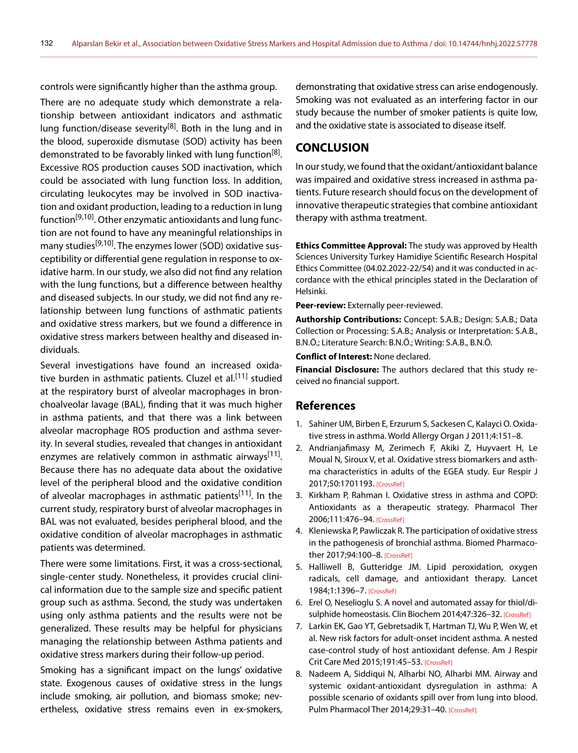controls were significantly higher than the asthma group.

There are no adequate study which demonstrate a relationship between antioxidant indicators and asthmatic lung function/disease severity[8]. Both in the lung and in the blood, superoxide dismutase (SOD) activity has been demonstrated to be favorably linked with lung function[8]. Excessive ROS production causes SOD inactivation, which could be associated with lung function loss. In addition, circulating leukocytes may be involved in SOD inactivation and oxidant production, leading to a reduction in lung function[9,10]. Other enzymatic antioxidants and lung function are not found to have any meaningful relationships in many studies[9,10]. The enzymes lower (SOD) oxidative susceptibility or differential gene regulation in response to oxidative harm. In our study, we also did not find any relation with the lung functions, but a difference between healthy and diseased subjects. In our study, we did not find any relationship between lung functions of asthmatic patients and oxidative stress markers, but we found a difference in oxidative stress markers between healthy and diseased individuals.

Several investigations have found an increased oxidative burden in asthmatic patients. Cluzel et al.[11] studied at the respiratory burst of alveolar macrophages in bronchoalveolar lavage (BAL), finding that it was much higher in asthma patients, and that there was a link between alveolar macrophage ROS production and asthma severity. In several studies, revealed that changes in antioxidant enzymes are relatively common in asthmatic airways[11]. Because there has no adequate data about the oxidative level of the peripheral blood and the oxidative condition of alveolar macrophages in asthmatic patients[11]. In the current study, respiratory burst of alveolar macrophages in BAL was not evaluated, besides peripheral blood, and the oxidative condition of alveolar macrophages in asthmatic patients was determined.

There were some limitations. First, it was a cross-sectional, single-center study. Nonetheless, it provides crucial clinical information due to the sample size and specific patient group such as asthma. Second, the study was undertaken using only asthma patients and the results were not be generalized. These results may be helpful for physicians managing the relationship between Asthma patients and oxidative stress markers during their follow-up period.

Smoking has a significant impact on the lungs' oxidative state. Exogenous causes of oxidative stress in the lungs include smoking, air pollution, and biomass smoke; nevertheless, oxidative stress remains even in ex-smokers, demonstrating that oxidative stress can arise endogenously. Smoking was not evaluated as an interfering factor in our study because the number of smoker patients is quite low, and the oxidative state is associated to disease itself.

## CONCLUSION

In our study, we found that the oxidant/antioxidant balance was impaired and oxidative stress increased in asthma patients. Future research should focus on the development of innovative therapeutic strategies that combine antioxidant therapy with asthma treatment.

**Ethics Committee Approval:** The study was approved by Health Sciences University Turkey Hamidiye Scientific Research Hospital Ethics Committee (04.02.2022-22/54) and it was conducted in accordance with the ethical principles stated in the Declaration of Helsinki.

**Peer-review:** Externally peer-reviewed.

**Authorship Contributions:** Concept: S.A.B.; Design: S.A.B.; Data Collection or Processing: S.A.B.; Analysis or Interpretation: S.A.B., B.N.Ö.; Literature Search: B.N.Ö.; Writing: S.A.B., B.N.Ö.

**Conflict of Interest:** None declared.

**Financial Disclosure:** The authors declared that this study received no financial support.

## References

1. Sahiner UM, Birben E, Erzurum S, Sackesen C, Kalayci O. Oxidative stress in asthma. World Allergy Organ J 2011;4:151–8.
2. Andrianjafimasy M, Zerimech F, Akiki Z, Huyvaert H, Le Moual N, Siroux V, et al. Oxidative stress biomarkers and asthma characteristics in adults of the EGEA study. Eur Respir J 2017;50:1701193. [CrossRef]
3. Kirkham P, Rahman I. Oxidative stress in asthma and COPD: Antioxidants as a therapeutic strategy. Pharmacol Ther 2006;111:476–94. [CrossRef]
4. Kleniewska P, Pawliczak R. The participation of oxidative stress in the pathogenesis of bronchial asthma. Biomed Pharmacother 2017;94:100–8. [CrossRef]
5. Halliwell B, Gutteridge JM. Lipid peroxidation, oxygen radicals, cell damage, and antioxidant therapy. Lancet 1984;1:1396–7. [CrossRef]
6. Erel O, Neselioglu S. A novel and automated assay for thiol/disulphide homeostasis. Clin Biochem 2014;47:326–32. [CrossRef]
7. Larkin EK, Gao YT, Gebretsadik T, Hartman TJ, Wu P, Wen W, et al. New risk factors for adult-onset incident asthma. A nested case-control study of host antioxidant defense. Am J Respir Crit Care Med 2015;191:45–53. [CrossRef]
8. Nadeem A, Siddiqui N, Alharbi NO, Alharbi MM. Airway and systemic oxidant-antioxidant dysregulation in asthma: A possible scenario of oxidants spill over from lung into blood. Pulm Pharmacol Ther 2014;29:31–40. [CrossRef]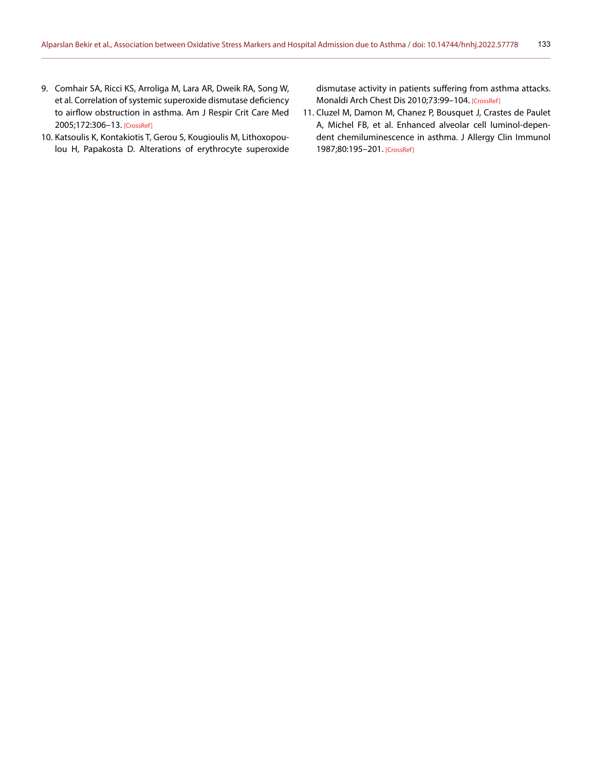9. Comhair SA, Ricci KS, Arroliga M, Lara AR, Dweik RA, Song W, et al. Correlation of systemic superoxide dismutase deficiency to airflow obstruction in asthma. Am J Respir Crit Care Med 2005;172:306–13. [CrossRef]
10. Katsoulis K, Kontakiotis T, Gerou S, Kougioulis M, Lithoxopoulou H, Papakosta D. Alterations of erythrocyte superoxide dismutase activity in patients suffering from asthma attacks. Monaldi Arch Chest Dis 2010;73:99–104. [CrossRef]
11. Cluzel M, Damon M, Chanez P, Bousquet J, Crastes de Paulet A, Michel FB, et al. Enhanced alveolar cell luminol-dependent chemiluminescence in asthma. J Allergy Clin Immunol 1987;80:195–201. [CrossRef]